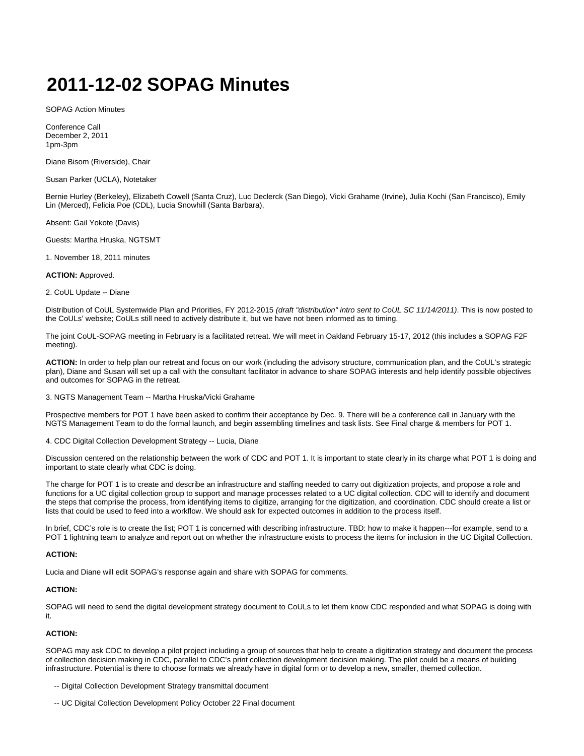# 2011-12-02 SOPAG Minutes

SOPAG Action Minutes

Conference Call
December 2, 2011
1pm-3pm

Diane Bisom (Riverside), Chair

Susan Parker (UCLA), Notetaker

Bernie Hurley (Berkeley), Elizabeth Cowell (Santa Cruz), Luc Declerck (San Diego), Vicki Grahame (Irvine), Julia Kochi (San Francisco), Emily Lin (Merced), Felicia Poe (CDL), Lucia Snowhill (Santa Barbara),

Absent: Gail Yokote (Davis)

Guests: Martha Hruska, NGTSMT

1. November 18, 2011 minutes

**ACTION: A**pproved.

2. CoUL Update -- Diane

Distribution of CoUL Systemwide Plan and Priorities, FY 2012-2015 *(draft "distribution" intro sent to CoUL SC 11/14/2011)*. This is now posted to the CoULs' website; CoULs still need to actively distribute it, but we have not been informed as to timing.

The joint CoUL-SOPAG meeting in February is a facilitated retreat. We will meet in Oakland February 15-17, 2012 (this includes a SOPAG F2F meeting).

**ACTION:** In order to help plan our retreat and focus on our work (including the advisory structure, communication plan, and the CoUL's strategic plan), Diane and Susan will set up a call with the consultant facilitator in advance to share SOPAG interests and help identify possible objectives and outcomes for SOPAG in the retreat.

3. NGTS Management Team -- Martha Hruska/Vicki Grahame

Prospective members for POT 1 have been asked to confirm their acceptance by Dec. 9. There will be a conference call in January with the NGTS Management Team to do the formal launch, and begin assembling timelines and task lists. See Final charge & members for POT 1.

4. CDC Digital Collection Development Strategy -- Lucia, Diane

Discussion centered on the relationship between the work of CDC and POT 1. It is important to state clearly in its charge what POT 1 is doing and important to state clearly what CDC is doing.

The charge for POT 1 is to create and describe an infrastructure and staffing needed to carry out digitization projects, and propose a role and functions for a UC digital collection group to support and manage processes related to a UC digital collection. CDC will to identify and document the steps that comprise the process, from identifying items to digitize, arranging for the digitization, and coordination. CDC should create a list or lists that could be used to feed into a workflow. We should ask for expected outcomes in addition to the process itself.

In brief, CDC's role is to create the list; POT 1 is concerned with describing infrastructure. TBD: how to make it happen---for example, send to a POT 1 lightning team to analyze and report out on whether the infrastructure exists to process the items for inclusion in the UC Digital Collection.

**ACTION:**

Lucia and Diane will edit SOPAG's response again and share with SOPAG for comments.

**ACTION:**

SOPAG will need to send the digital development strategy document to CoULs to let them know CDC responded and what SOPAG is doing with it.

**ACTION:**

SOPAG may ask CDC to develop a pilot project including a group of sources that help to create a digitization strategy and document the process of collection decision making in CDC, parallel to CDC's print collection development decision making. The pilot could be a means of building infrastructure. Potential is there to choose formats we already have in digital form or to develop a new, smaller, themed collection.

-- Digital Collection Development Strategy transmittal document

-- UC Digital Collection Development Policy October 22 Final document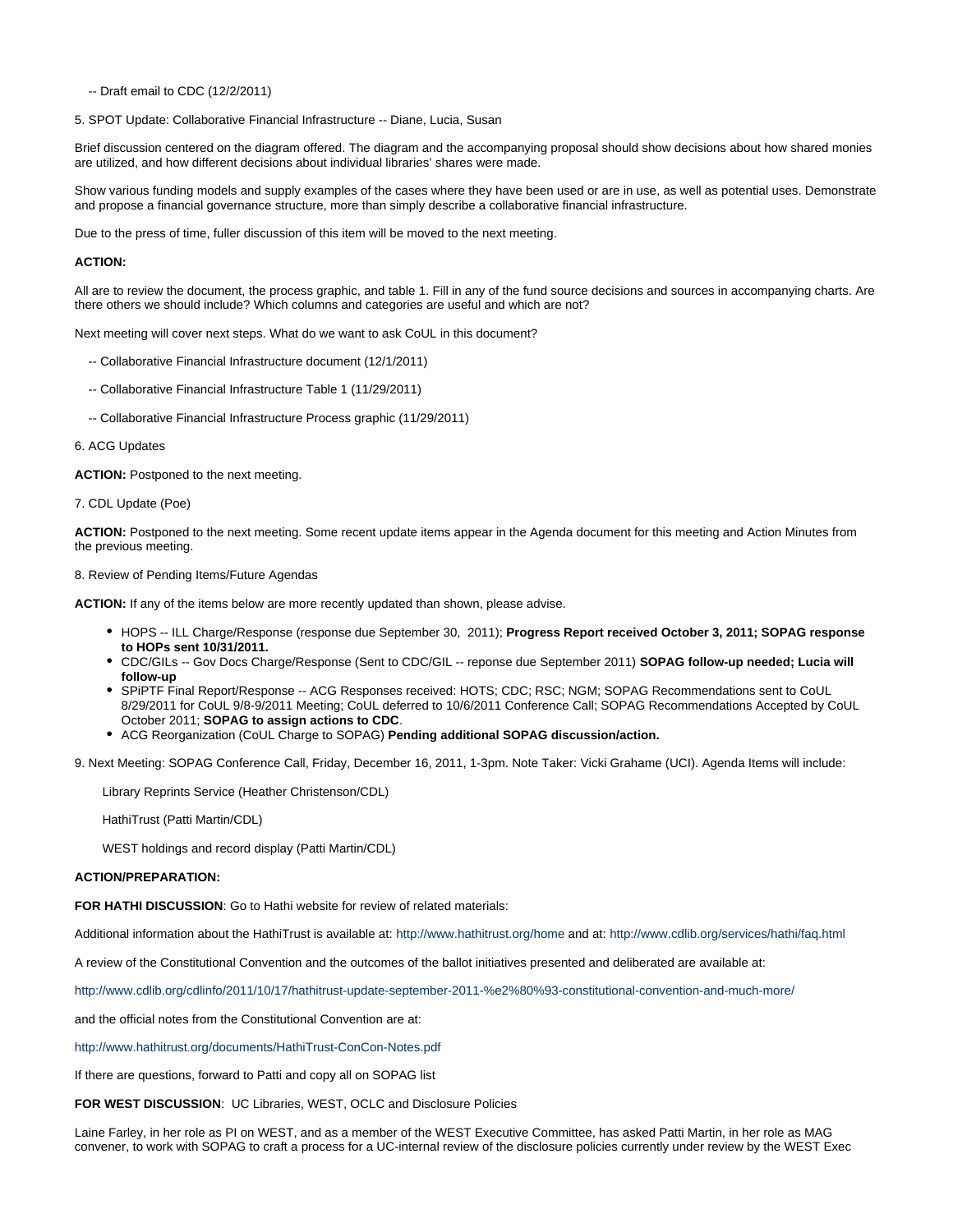-- Draft email to CDC (12/2/2011)

5. SPOT Update: Collaborative Financial Infrastructure -- Diane, Lucia, Susan

Brief discussion centered on the diagram offered. The diagram and the accompanying proposal should show decisions about how shared monies are utilized, and how different decisions about individual libraries' shares were made.

Show various funding models and supply examples of the cases where they have been used or are in use, as well as potential uses. Demonstrate and propose a financial governance structure, more than simply describe a collaborative financial infrastructure.

Due to the press of time, fuller discussion of this item will be moved to the next meeting.

**ACTION:**

All are to review the document, the process graphic, and table 1. Fill in any of the fund source decisions and sources in accompanying charts. Are there others we should include? Which columns and categories are useful and which are not?

Next meeting will cover next steps. What do we want to ask CoUL in this document?

-- Collaborative Financial Infrastructure document (12/1/2011)

-- Collaborative Financial Infrastructure Table 1 (11/29/2011)

-- Collaborative Financial Infrastructure Process graphic (11/29/2011)

6. ACG Updates

**ACTION:** Postponed to the next meeting.

7. CDL Update (Poe)

**ACTION:** Postponed to the next meeting. Some recent update items appear in the Agenda document for this meeting and Action Minutes from the previous meeting.

8. Review of Pending Items/Future Agendas

**ACTION:** If any of the items below are more recently updated than shown, please advise.

- HOPS -- ILL Charge/Response (response due September 30, 2011); **Progress Report received October 3, 2011; SOPAG response to HOPs sent 10/31/2011.**
- CDC/GILs -- Gov Docs Charge/Response (Sent to CDC/GIL -- reponse due September 2011) **SOPAG follow-up needed; Lucia will follow-up**
- SPiPTF Final Report/Response -- ACG Responses received: HOTS; CDC; RSC; NGM; SOPAG Recommendations sent to CoUL 8/29/2011 for CoUL 9/8-9/2011 Meeting; CoUL deferred to 10/6/2011 Conference Call; SOPAG Recommendations Accepted by CoUL October 2011; **SOPAG to assign actions to CDC**.
- ACG Reorganization (CoUL Charge to SOPAG) **Pending additional SOPAG discussion/action.**

9. Next Meeting: SOPAG Conference Call, Friday, December 16, 2011, 1-3pm. Note Taker: Vicki Grahame (UCI). Agenda Items will include:

Library Reprints Service (Heather Christenson/CDL)

HathiTrust (Patti Martin/CDL)

WEST holdings and record display (Patti Martin/CDL)

**ACTION/PREPARATION:**

**FOR HATHI DISCUSSION**: Go to Hathi website for review of related materials:

Additional information about the HathiTrust is available at: http://www.hathitrust.org/home and at: http://www.cdlib.org/services/hathi/faq.html

A review of the Constitutional Convention and the outcomes of the ballot initiatives presented and deliberated are available at:

http://www.cdlib.org/cdlinfo/2011/10/17/hathitrust-update-september-2011-%e2%80%93-constitutional-convention-and-much-more/

and the official notes from the Constitutional Convention are at:

http://www.hathitrust.org/documents/HathiTrust-ConCon-Notes.pdf

If there are questions, forward to Patti and copy all on SOPAG list

**FOR WEST DISCUSSION**: UC Libraries, WEST, OCLC and Disclosure Policies

Laine Farley, in her role as PI on WEST, and as a member of the WEST Executive Committee, has asked Patti Martin, in her role as MAG convener, to work with SOPAG to craft a process for a UC-internal review of the disclosure policies currently under review by the WEST Exec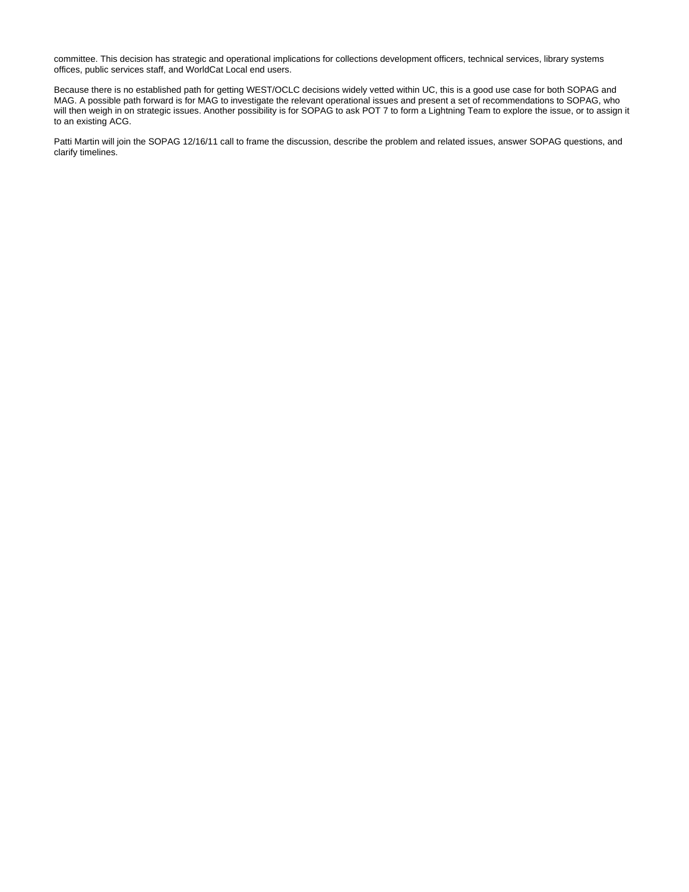committee. This decision has strategic and operational implications for collections development officers, technical services, library systems offices, public services staff, and WorldCat Local end users.

Because there is no established path for getting WEST/OCLC decisions widely vetted within UC, this is a good use case for both SOPAG and MAG. A possible path forward is for MAG to investigate the relevant operational issues and present a set of recommendations to SOPAG, who will then weigh in on strategic issues. Another possibility is for SOPAG to ask POT 7 to form a Lightning Team to explore the issue, or to assign it to an existing ACG.

Patti Martin will join the SOPAG 12/16/11 call to frame the discussion, describe the problem and related issues, answer SOPAG questions, and clarify timelines.